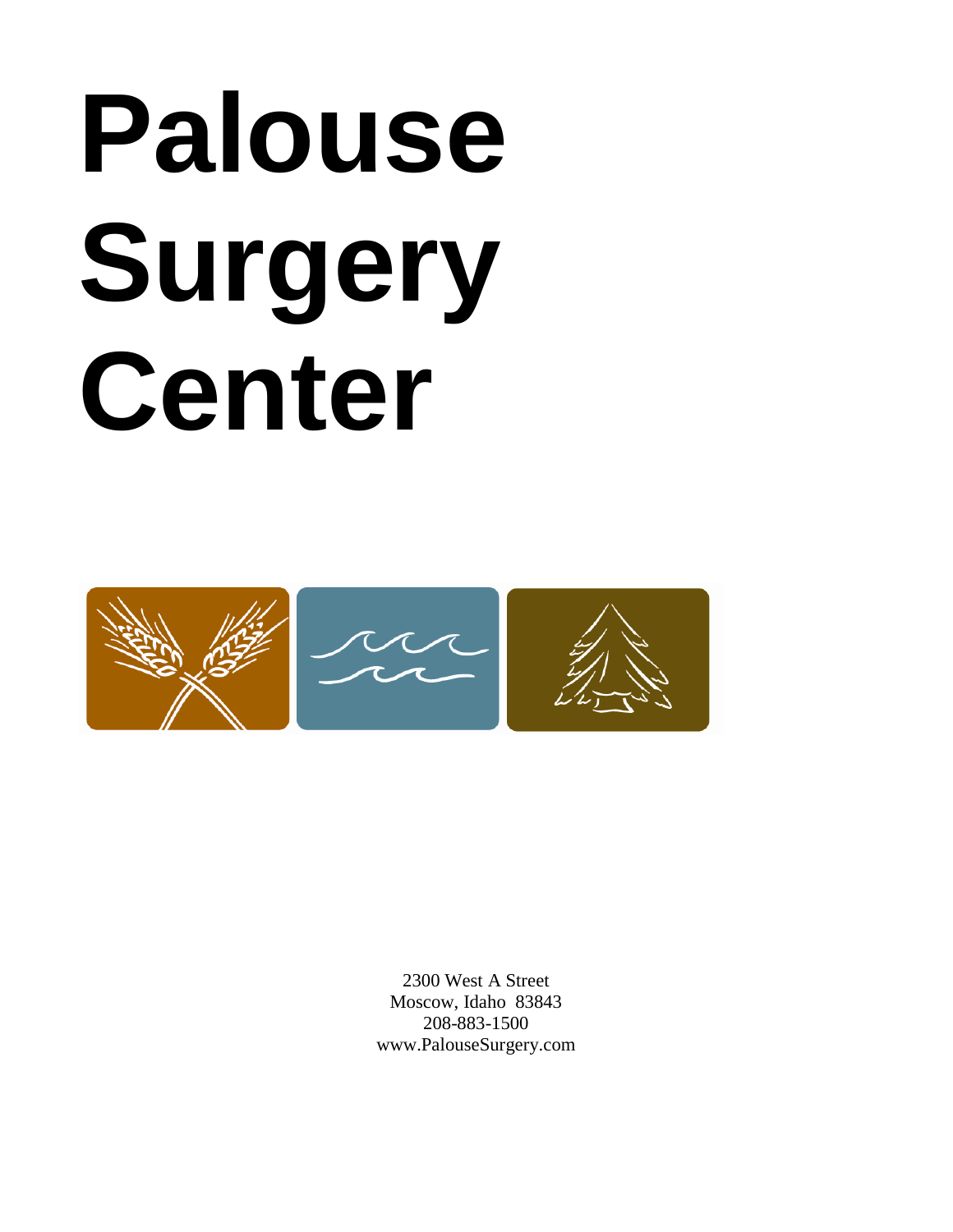# Palouse Surgery Center

2300 West A Street
Moscow, Idaho 83843
208-883-1500
www.PalouseSurgery.com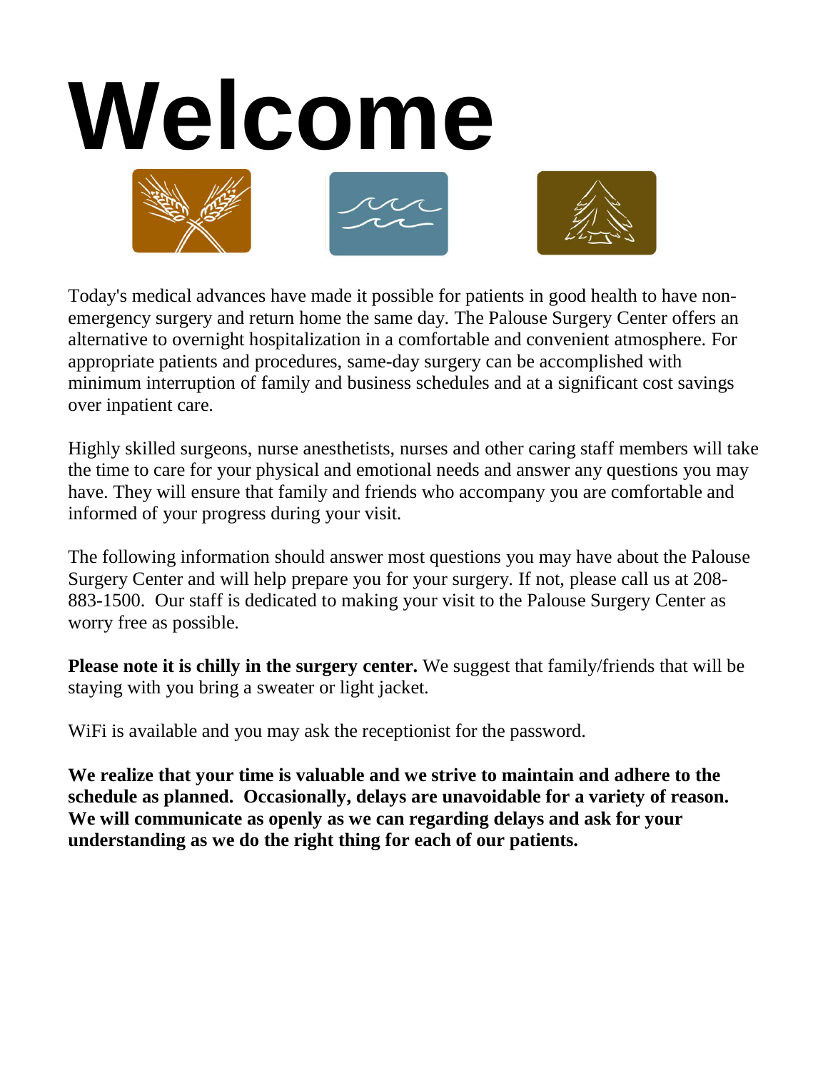# Welcome

Today's medical advances have made it possible for patients in good health to have non-emergency surgery and return home the same day. The Palouse Surgery Center offers an alternative to overnight hospitalization in a comfortable and convenient atmosphere. For appropriate patients and procedures, same-day surgery can be accomplished with minimum interruption of family and business schedules and at a significant cost savings over inpatient care.

Highly skilled surgeons, nurse anesthetists, nurses and other caring staff members will take the time to care for your physical and emotional needs and answer any questions you may have. They will ensure that family and friends who accompany you are comfortable and informed of your progress during your visit.

The following information should answer most questions you may have about the Palouse Surgery Center and will help prepare you for your surgery. If not, please call us at 208-883-1500. Our staff is dedicated to making your visit to the Palouse Surgery Center as worry free as possible.

**Please note it is chilly in the surgery center.** We suggest that family/friends that will be staying with you bring a sweater or light jacket.

WiFi is available and you may ask the receptionist for the password.

**We realize that your time is valuable and we strive to maintain and adhere to the schedule as planned. Occasionally, delays are unavoidable for a variety of reason. We will communicate as openly as we can regarding delays and ask for your understanding as we do the right thing for each of our patients.**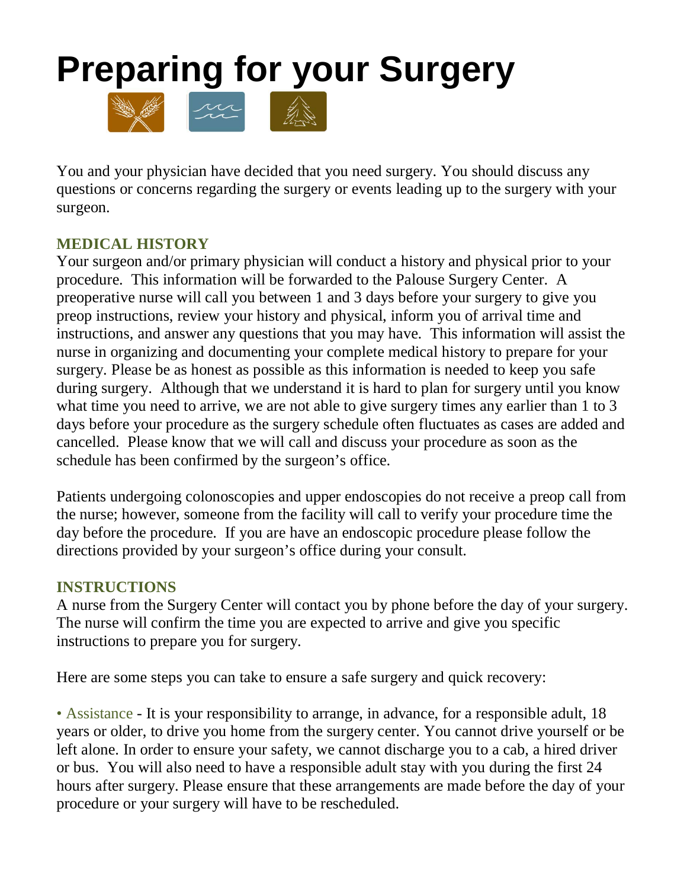# Preparing for your Surgery

You and your physician have decided that you need surgery. You should discuss any questions or concerns regarding the surgery or events leading up to the surgery with your surgeon.

## MEDICAL HISTORY

Your surgeon and/or primary physician will conduct a history and physical prior to your procedure. This information will be forwarded to the Palouse Surgery Center. A preoperative nurse will call you between 1 and 3 days before your surgery to give you preop instructions, review your history and physical, inform you of arrival time and instructions, and answer any questions that you may have. This information will assist the nurse in organizing and documenting your complete medical history to prepare for your surgery. Please be as honest as possible as this information is needed to keep you safe during surgery. Although that we understand it is hard to plan for surgery until you know what time you need to arrive, we are not able to give surgery times any earlier than 1 to 3 days before your procedure as the surgery schedule often fluctuates as cases are added and cancelled. Please know that we will call and discuss your procedure as soon as the schedule has been confirmed by the surgeon's office.

Patients undergoing colonoscopies and upper endoscopies do not receive a preop call from the nurse; however, someone from the facility will call to verify your procedure time the day before the procedure. If you are have an endoscopic procedure please follow the directions provided by your surgeon's office during your consult.

## INSTRUCTIONS

A nurse from the Surgery Center will contact you by phone before the day of your surgery. The nurse will confirm the time you are expected to arrive and give you specific instructions to prepare you for surgery.

Here are some steps you can take to ensure a safe surgery and quick recovery:

• Assistance - It is your responsibility to arrange, in advance, for a responsible adult, 18 years or older, to drive you home from the surgery center. You cannot drive yourself or be left alone. In order to ensure your safety, we cannot discharge you to a cab, a hired driver or bus. You will also need to have a responsible adult stay with you during the first 24 hours after surgery. Please ensure that these arrangements are made before the day of your procedure or your surgery will have to be rescheduled.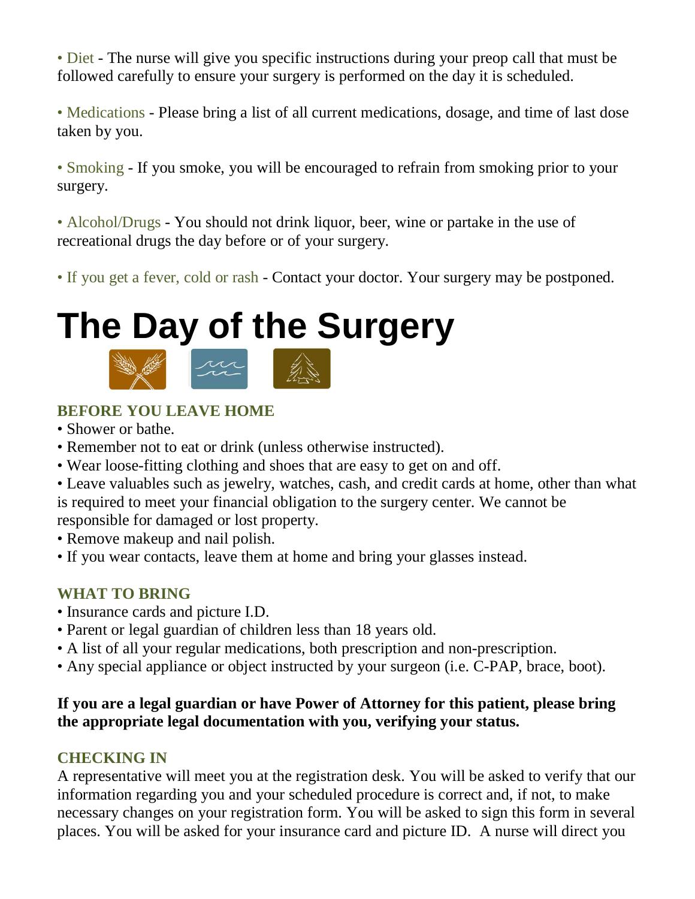• Diet - The nurse will give you specific instructions during your preop call that must be followed carefully to ensure your surgery is performed on the day it is scheduled.

• Medications - Please bring a list of all current medications, dosage, and time of last dose taken by you.

• Smoking - If you smoke, you will be encouraged to refrain from smoking prior to your surgery.

• Alcohol/Drugs - You should not drink liquor, beer, wine or partake in the use of recreational drugs the day before or of your surgery.

• If you get a fever, cold or rash - Contact your doctor. Your surgery may be postponed.

# The Day of the Surgery

### BEFORE YOU LEAVE HOME

- Shower or bathe.
- Remember not to eat or drink (unless otherwise instructed).
- Wear loose-fitting clothing and shoes that are easy to get on and off.
- Leave valuables such as jewelry, watches, cash, and credit cards at home, other than what is required to meet your financial obligation to the surgery center. We cannot be responsible for damaged or lost property.
- Remove makeup and nail polish.
- If you wear contacts, leave them at home and bring your glasses instead.

### WHAT TO BRING

- Insurance cards and picture I.D.
- Parent or legal guardian of children less than 18 years old.
- A list of all your regular medications, both prescription and non-prescription.
- Any special appliance or object instructed by your surgeon (i.e. C-PAP, brace, boot).

**If you are a legal guardian or have Power of Attorney for this patient, please bring the appropriate legal documentation with you, verifying your status.**

### CHECKING IN

A representative will meet you at the registration desk. You will be asked to verify that our information regarding you and your scheduled procedure is correct and, if not, to make necessary changes on your registration form. You will be asked to sign this form in several places. You will be asked for your insurance card and picture ID. A nurse will direct you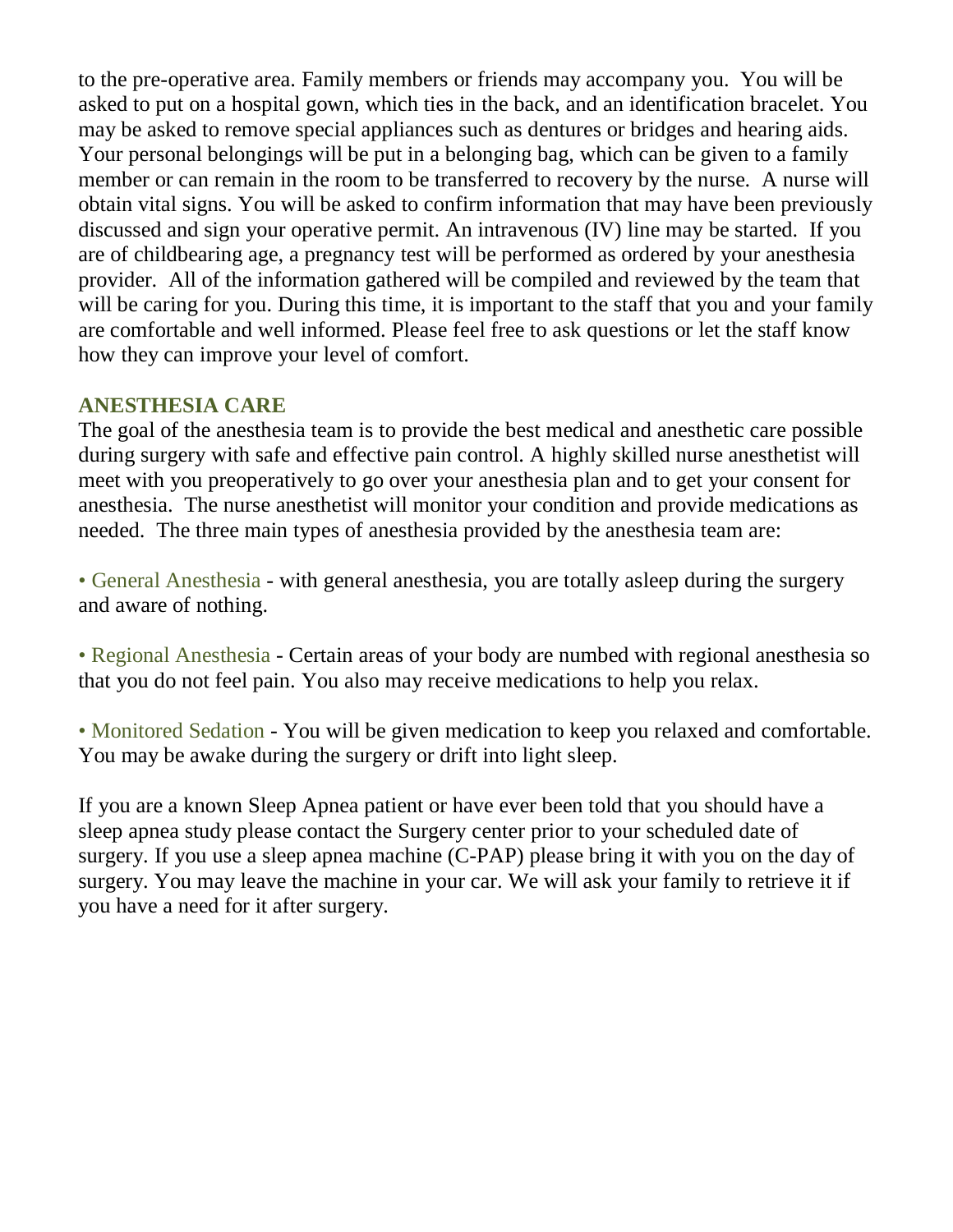to the pre-operative area. Family members or friends may accompany you. You will be asked to put on a hospital gown, which ties in the back, and an identification bracelet. You may be asked to remove special appliances such as dentures or bridges and hearing aids. Your personal belongings will be put in a belonging bag, which can be given to a family member or can remain in the room to be transferred to recovery by the nurse. A nurse will obtain vital signs. You will be asked to confirm information that may have been previously discussed and sign your operative permit. An intravenous (IV) line may be started. If you are of childbearing age, a pregnancy test will be performed as ordered by your anesthesia provider. All of the information gathered will be compiled and reviewed by the team that will be caring for you. During this time, it is important to the staff that you and your family are comfortable and well informed. Please feel free to ask questions or let the staff know how they can improve your level of comfort.

## ANESTHESIA CARE

The goal of the anesthesia team is to provide the best medical and anesthetic care possible during surgery with safe and effective pain control. A highly skilled nurse anesthetist will meet with you preoperatively to go over your anesthesia plan and to get your consent for anesthesia. The nurse anesthetist will monitor your condition and provide medications as needed. The three main types of anesthesia provided by the anesthesia team are:

- General Anesthesia - with general anesthesia, you are totally asleep during the surgery and aware of nothing.

- Regional Anesthesia - Certain areas of your body are numbed with regional anesthesia so that you do not feel pain. You also may receive medications to help you relax.

- Monitored Sedation - You will be given medication to keep you relaxed and comfortable. You may be awake during the surgery or drift into light sleep.

If you are a known Sleep Apnea patient or have ever been told that you should have a sleep apnea study please contact the Surgery center prior to your scheduled date of surgery. If you use a sleep apnea machine (C-PAP) please bring it with you on the day of surgery. You may leave the machine in your car. We will ask your family to retrieve it if you have a need for it after surgery.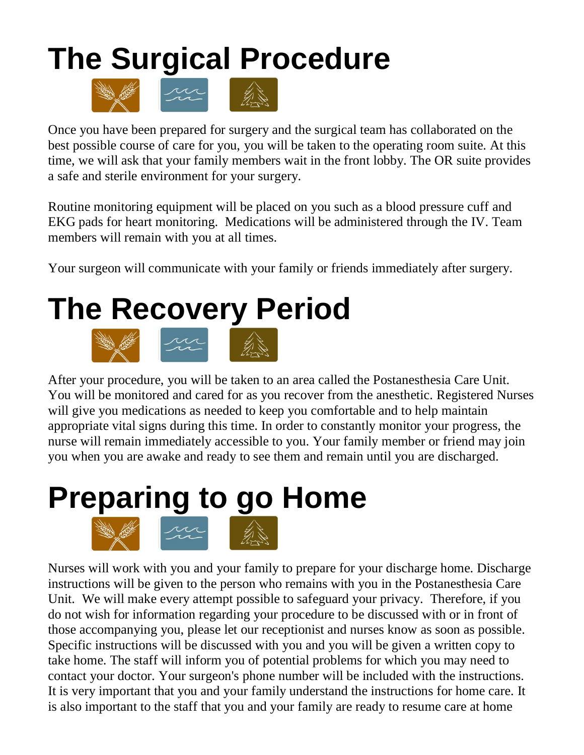# The Surgical Procedure

Once you have been prepared for surgery and the surgical team has collaborated on the best possible course of care for you, you will be taken to the operating room suite. At this time, we will ask that your family members wait in the front lobby. The OR suite provides a safe and sterile environment for your surgery.

Routine monitoring equipment will be placed on you such as a blood pressure cuff and EKG pads for heart monitoring. Medications will be administered through the IV. Team members will remain with you at all times.

Your surgeon will communicate with your family or friends immediately after surgery.

# The Recovery Period

After your procedure, you will be taken to an area called the Postanesthesia Care Unit. You will be monitored and cared for as you recover from the anesthetic. Registered Nurses will give you medications as needed to keep you comfortable and to help maintain appropriate vital signs during this time. In order to constantly monitor your progress, the nurse will remain immediately accessible to you. Your family member or friend may join you when you are awake and ready to see them and remain until you are discharged.

# Preparing to go Home

Nurses will work with you and your family to prepare for your discharge home. Discharge instructions will be given to the person who remains with you in the Postanesthesia Care Unit. We will make every attempt possible to safeguard your privacy. Therefore, if you do not wish for information regarding your procedure to be discussed with or in front of those accompanying you, please let our receptionist and nurses know as soon as possible. Specific instructions will be discussed with you and you will be given a written copy to take home. The staff will inform you of potential problems for which you may need to contact your doctor. Your surgeon's phone number will be included with the instructions. It is very important that you and your family understand the instructions for home care. It is also important to the staff that you and your family are ready to resume care at home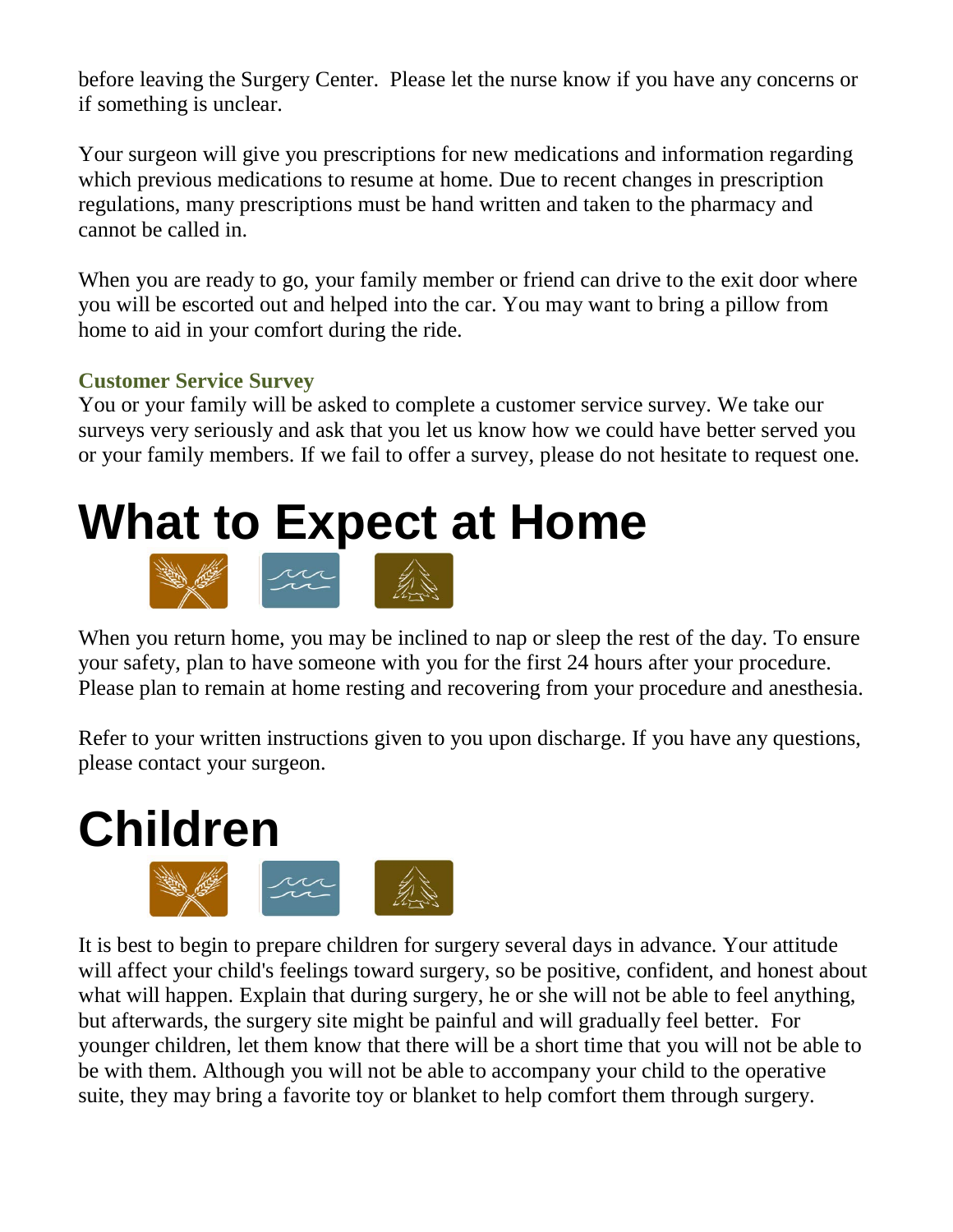before leaving the Surgery Center. Please let the nurse know if you have any concerns or if something is unclear.

Your surgeon will give you prescriptions for new medications and information regarding which previous medications to resume at home. Due to recent changes in prescription regulations, many prescriptions must be hand written and taken to the pharmacy and cannot be called in.

When you are ready to go, your family member or friend can drive to the exit door where you will be escorted out and helped into the car. You may want to bring a pillow from home to aid in your comfort during the ride.

### Customer Service Survey

You or your family will be asked to complete a customer service survey. We take our surveys very seriously and ask that you let us know how we could have better served you or your family members. If we fail to offer a survey, please do not hesitate to request one.

# What to Expect at Home

When you return home, you may be inclined to nap or sleep the rest of the day. To ensure your safety, plan to have someone with you for the first 24 hours after your procedure. Please plan to remain at home resting and recovering from your procedure and anesthesia.

Refer to your written instructions given to you upon discharge. If you have any questions, please contact your surgeon.

# Children

It is best to begin to prepare children for surgery several days in advance. Your attitude will affect your child's feelings toward surgery, so be positive, confident, and honest about what will happen. Explain that during surgery, he or she will not be able to feel anything, but afterwards, the surgery site might be painful and will gradually feel better. For younger children, let them know that there will be a short time that you will not be able to be with them. Although you will not be able to accompany your child to the operative suite, they may bring a favorite toy or blanket to help comfort them through surgery.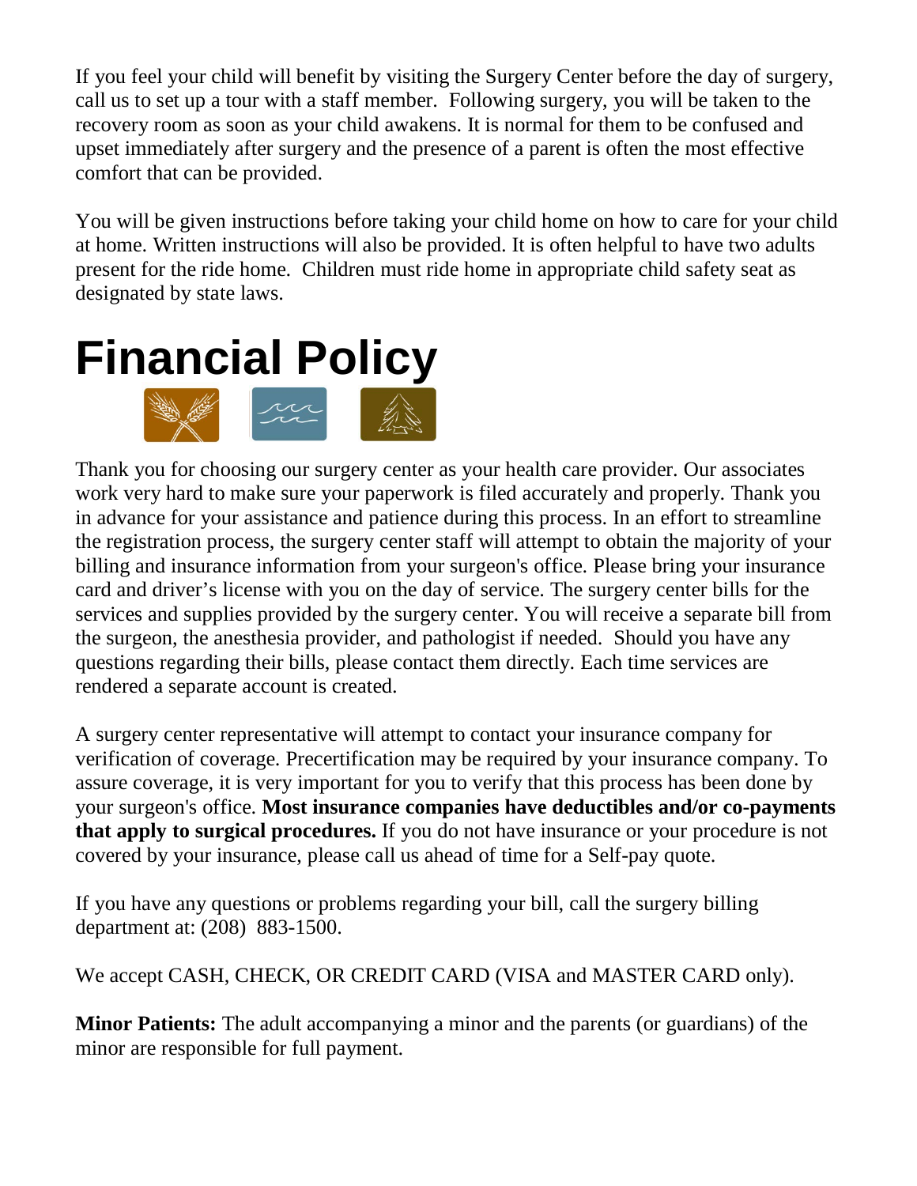If you feel your child will benefit by visiting the Surgery Center before the day of surgery, call us to set up a tour with a staff member.  Following surgery, you will be taken to the recovery room as soon as your child awakens. It is normal for them to be confused and upset immediately after surgery and the presence of a parent is often the most effective comfort that can be provided.

You will be given instructions before taking your child home on how to care for your child at home. Written instructions will also be provided. It is often helpful to have two adults present for the ride home.  Children must ride home in appropriate child safety seat as designated by state laws.

# Financial Policy

Thank you for choosing our surgery center as your health care provider. Our associates work very hard to make sure your paperwork is filed accurately and properly. Thank you in advance for your assistance and patience during this process. In an effort to streamline the registration process, the surgery center staff will attempt to obtain the majority of your billing and insurance information from your surgeon's office. Please bring your insurance card and driver's license with you on the day of service. The surgery center bills for the services and supplies provided by the surgery center. You will receive a separate bill from the surgeon, the anesthesia provider, and pathologist if needed.  Should you have any questions regarding their bills, please contact them directly. Each time services are rendered a separate account is created.

A surgery center representative will attempt to contact your insurance company for verification of coverage. Precertification may be required by your insurance company. To assure coverage, it is very important for you to verify that this process has been done by your surgeon's office. **Most insurance companies have deductibles and/or co-payments that apply to surgical procedures.** If you do not have insurance or your procedure is not covered by your insurance, please call us ahead of time for a Self-pay quote.

If you have any questions or problems regarding your bill, call the surgery billing department at: (208)  883-1500.

We accept CASH, CHECK, OR CREDIT CARD (VISA and MASTER CARD only).

**Minor Patients:** The adult accompanying a minor and the parents (or guardians) of the minor are responsible for full payment.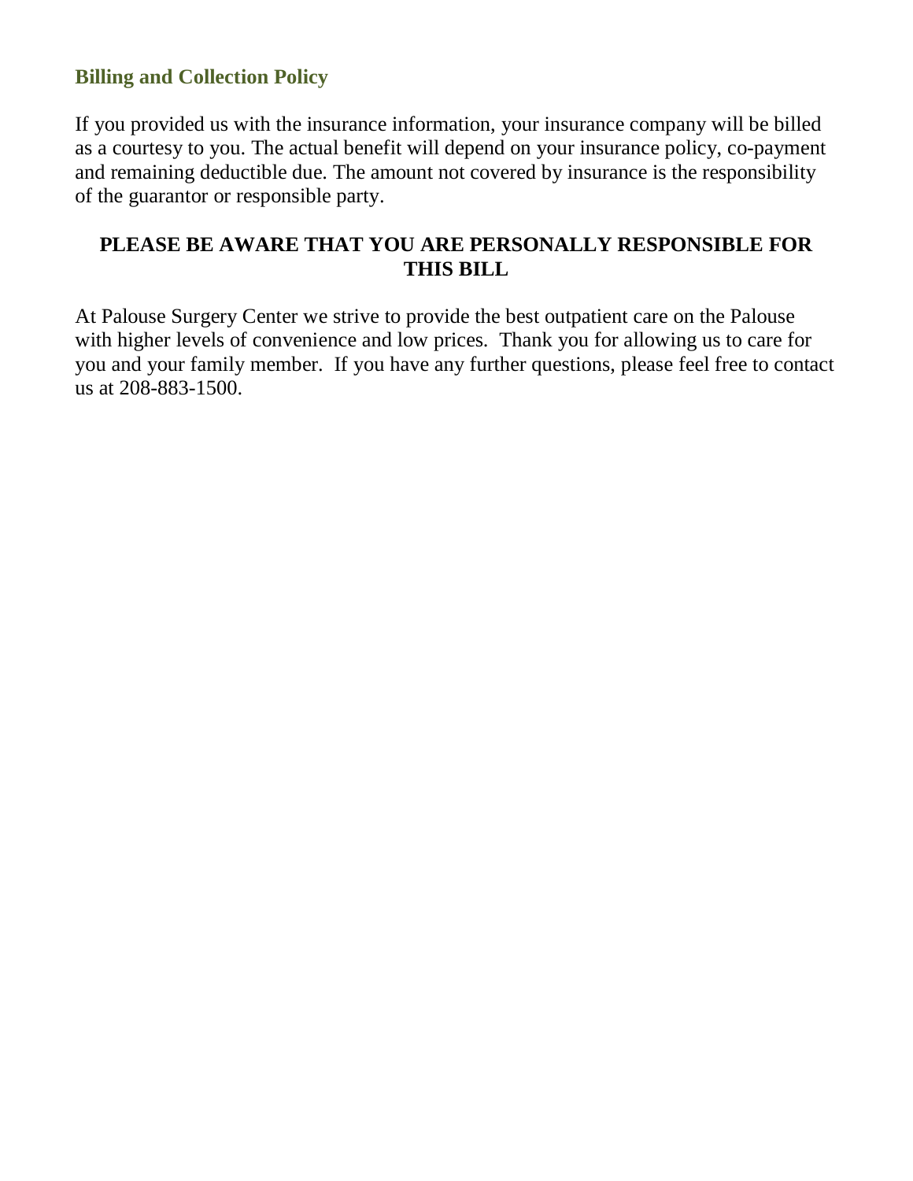## Billing and Collection Policy

If you provided us with the insurance information, your insurance company will be billed as a courtesy to you. The actual benefit will depend on your insurance policy, co-payment and remaining deductible due. The amount not covered by insurance is the responsibility of the guarantor or responsible party.

**PLEASE BE AWARE THAT YOU ARE PERSONALLY RESPONSIBLE FOR THIS BILL**

At Palouse Surgery Center we strive to provide the best outpatient care on the Palouse with higher levels of convenience and low prices. Thank you for allowing us to care for you and your family member. If you have any further questions, please feel free to contact us at 208-883-1500.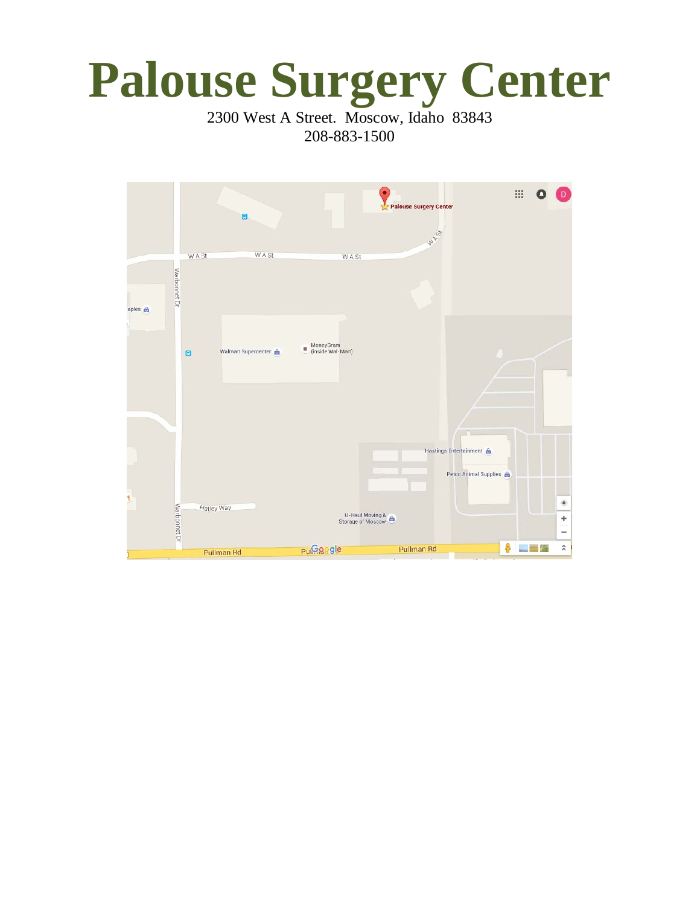# Palouse Surgery Center

2300 West A Street. Moscow, Idaho 83843
208-883-1500